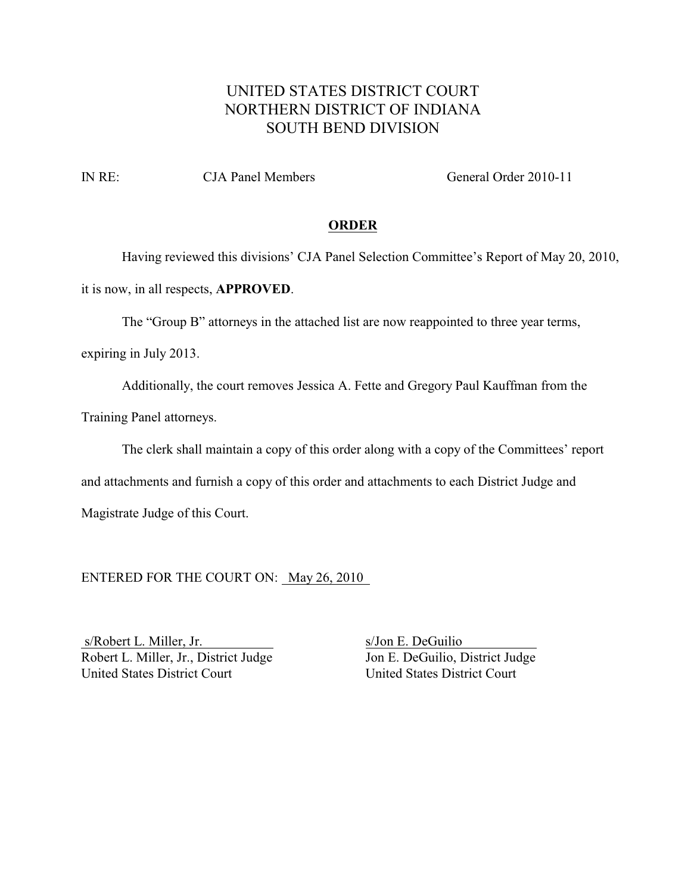UNITED STATES DISTRICT COURT
NORTHERN DISTRICT OF INDIANA
SOUTH BEND DIVISION

IN RE: CJA Panel Members General Order 2010-11

**ORDER**

Having reviewed this divisions' CJA Panel Selection Committee's Report of May 20, 2010, it is now, in all respects, **APPROVED**.

The "Group B" attorneys in the attached list are now reappointed to three year terms, expiring in July 2013.

Additionally, the court removes Jessica A. Fette and Gregory Paul Kauffman from the Training Panel attorneys.

The clerk shall maintain a copy of this order along with a copy of the Committees' report and attachments and furnish a copy of this order and attachments to each District Judge and Magistrate Judge of this Court.

ENTERED FOR THE COURT ON: May 26, 2010

s/Robert L. Miller, Jr.
Robert L. Miller, Jr., District Judge
United States District Court

s/Jon E. DeGuilio
Jon E. DeGuilio, District Judge
United States District Court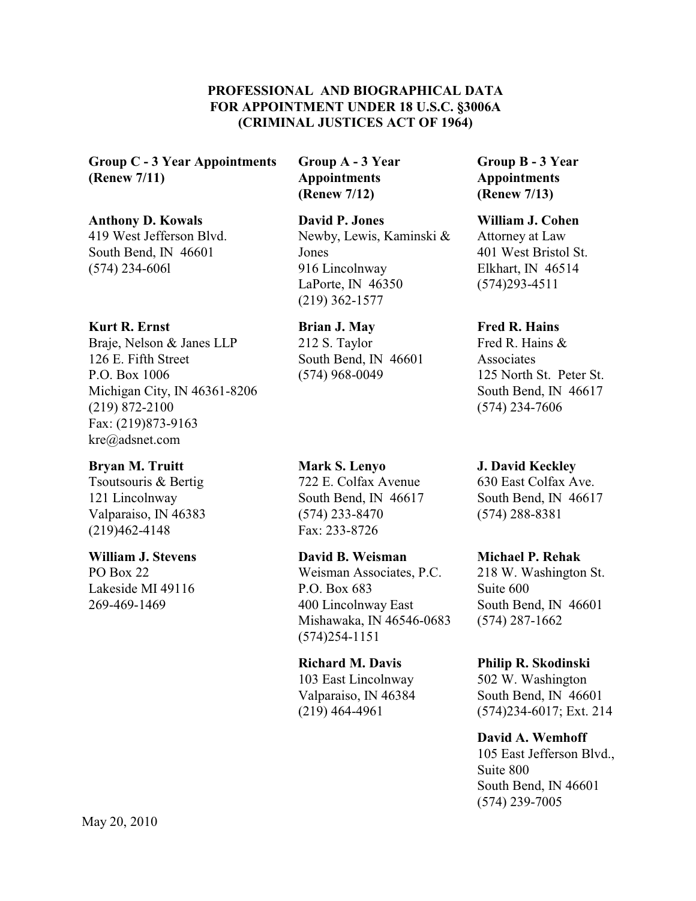**PROFESSIONAL AND BIOGRAPHICAL DATA**
**FOR APPOINTMENT UNDER 18 U.S.C. §3006A**
**(CRIMINAL JUSTICES ACT OF 1964)**

## Group C - 3 Year Appointments (Renew 7/11)

**Anthony D. Kowals**
419 West Jefferson Blvd.
South Bend, IN 46601
(574) 234-606l

**Kurt R. Ernst**
Braje, Nelson & Janes LLP
126 E. Fifth Street
P.O. Box 1006
Michigan City, IN 46361-8206
(219) 872-2100
Fax: (219)873-9163
kre@adsnet.com

**Bryan M. Truitt**
Tsoutsouris & Bertig
121 Lincolnway
Valparaiso, IN 46383
(219)462-4148

**William J. Stevens**
PO Box 22
Lakeside MI 49116
269-469-1469

## Group A - 3 Year Appointments (Renew 7/12)

**David P. Jones**
Newby, Lewis, Kaminski & Jones
916 Lincolnway
LaPorte, IN 46350
(219) 362-1577

**Brian J. May**
212 S. Taylor
South Bend, IN 46601
(574) 968-0049

**Mark S. Lenyo**
722 E. Colfax Avenue
South Bend, IN 46617
(574) 233-8470
Fax: 233-8726

**David B. Weisman**
Weisman Associates, P.C.
P.O. Box 683
400 Lincolnway East
Mishawaka, IN 46546-0683
(574)254-1151

**Richard M. Davis**
103 East Lincolnway
Valparaiso, IN 46384
(219) 464-4961

## Group B - 3 Year Appointments (Renew 7/13)

**William J. Cohen**
Attorney at Law
401 West Bristol St.
Elkhart, IN 46514
(574)293-4511

**Fred R. Hains**
Fred R. Hains & Associates
125 North St. Peter St.
South Bend, IN 46617
(574) 234-7606

**J. David Keckley**
630 East Colfax Ave.
South Bend, IN 46617
(574) 288-8381

**Michael P. Rehak**
218 W. Washington St.
Suite 600
South Bend, IN 46601
(574) 287-1662

**Philip R. Skodinski**
502 W. Washington
South Bend, IN 46601
(574)234-6017; Ext. 214

**David A. Wemhoff**
105 East Jefferson Blvd.,
Suite 800
South Bend, IN 46601
(574) 239-7005

May 20, 2010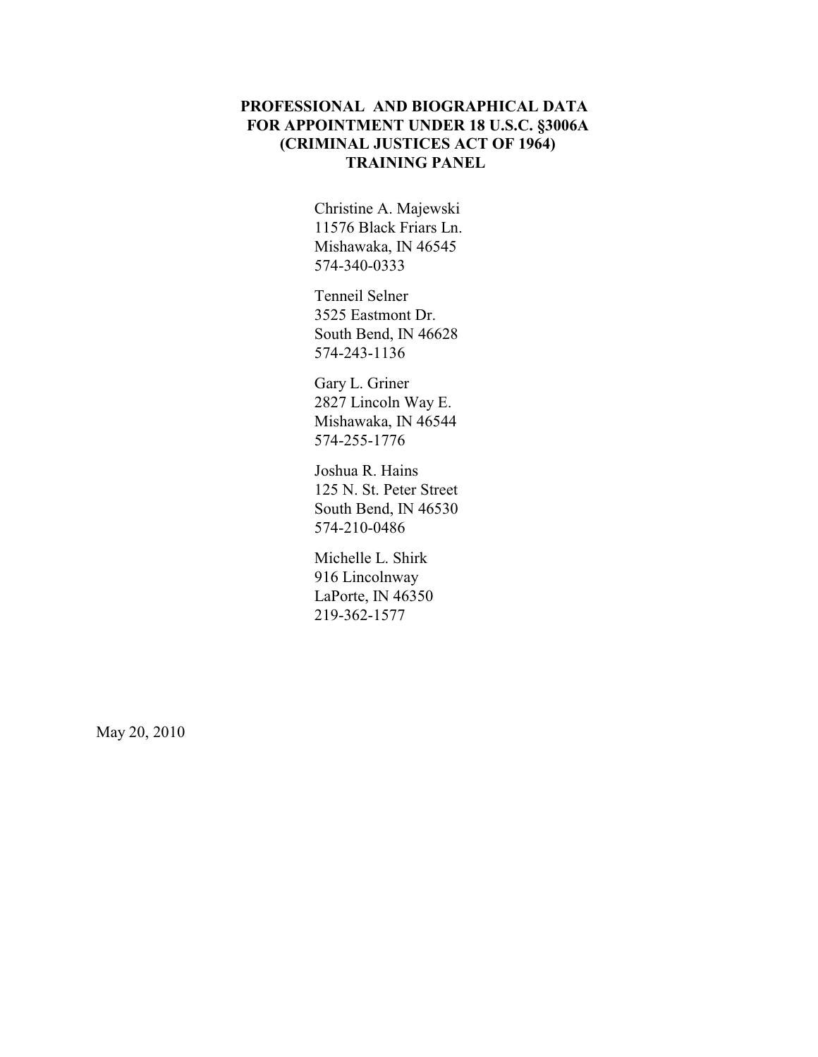**PROFESSIONAL AND BIOGRAPHICAL DATA FOR APPOINTMENT UNDER 18 U.S.C. §3006A (CRIMINAL JUSTICES ACT OF 1964) TRAINING PANEL**

Christine A. Majewski
11576 Black Friars Ln.
Mishawaka, IN 46545
574-340-0333

Tenneil Selner
3525 Eastmont Dr.
South Bend, IN 46628
574-243-1136

Gary L. Griner
2827 Lincoln Way E.
Mishawaka, IN 46544
574-255-1776

Joshua R. Hains
125 N. St. Peter Street
South Bend, IN 46530
574-210-0486

Michelle L. Shirk
916 Lincolnway
LaPorte, IN 46350
219-362-1577

May 20, 2010